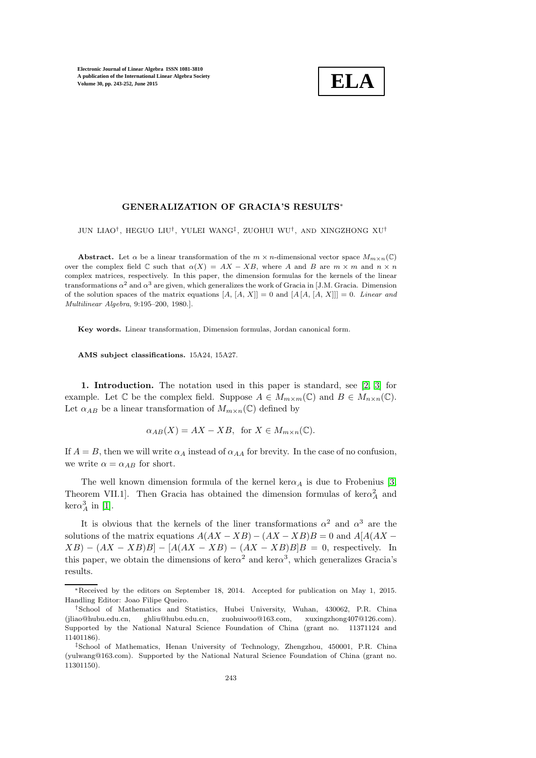# GENERALIZATION OF GRACIA'S RESULTS*

JUN LIAO†, HEGUO LIU†, YULEI WANG‡, ZUOHUI WU†, AND XINGZHONG XU†

**Abstract.** Let $\alpha$ be a linear transformation of the $m \times n$-dimensional vector space $M_{m\times n}(\mathbb{C})$ over the complex field $\mathbb{C}$ such that $\alpha(X) = AX - XB$, where $A$ and $B$ are $m \times m$ and $n \times n$ complex matrices, respectively. In this paper, the dimension formulas for the kernels of the linear transformations $\alpha^2$ and $\alpha^3$ are given, which generalizes the work of Gracia in [J.M. Gracia. Dimension of the solution spaces of the matrix equations $[A, [A, X]] = 0$ and $[A[A, [A, X]]] = 0$. *Linear and Multilinear Algebra*, 9:195–200, 1980.].

**Key words.** Linear transformation, Dimension formulas, Jordan canonical form.

**AMS subject classifications.** 15A24, 15A27.

**1. Introduction.** The notation used in this paper is standard, see [2, 3] for example. Let $\mathbb{C}$ be the complex field. Suppose $A \in M_{m\times m}(\mathbb{C})$ and $B \in M_{n\times n}(\mathbb{C})$. Let $\alpha_{AB}$ be a linear transformation of $M_{m\times n}(\mathbb{C})$ defined by

$$\alpha_{AB}(X) = AX - XB, \text{ for } X \in M_{m\times n}(\mathbb{C}).$$

If $A = B$, then we will write $\alpha_A$ instead of $\alpha_{AA}$ for brevity. In the case of no confusion, we write $\alpha = \alpha_{AB}$ for short.

The well known dimension formula of the kernel $\ker\alpha_A$ is due to Frobenius [3, Theorem VII.1]. Then Gracia has obtained the dimension formulas of $\ker\alpha_A^2$ and $\ker\alpha_A^3$ in [1].

It is obvious that the kernels of the liner transformations $\alpha^2$ and $\alpha^3$ are the solutions of the matrix equations $A(AX - XB) - (AX - XB)B = 0$ and $A[A(AX - XB) - (AX - XB)B] - [A(AX - XB) - (AX - XB)B]B = 0$, respectively. In this paper, we obtain the dimensions of $\ker\alpha^2$ and $\ker\alpha^3$, which generalizes Gracia's results.

---

*Received by the editors on September 18, 2014. Accepted for publication on May 1, 2015. Handling Editor: Joao Filipe Queiro.

†School of Mathematics and Statistics, Hubei University, Wuhan, 430062, P.R. China (jliao@hubu.edu.cn, ghliu@hubu.edu.cn, zuohuiwoo@163.com, xuxingzhong407@126.com). Supported by the National Natural Science Foundation of China (grant no. 11371124 and 11401186).

‡School of Mathematics, Henan University of Technology, Zhengzhou, 450001, P.R. China (yulwang@163.com). Supported by the National Natural Science Foundation of China (grant no. 11301150).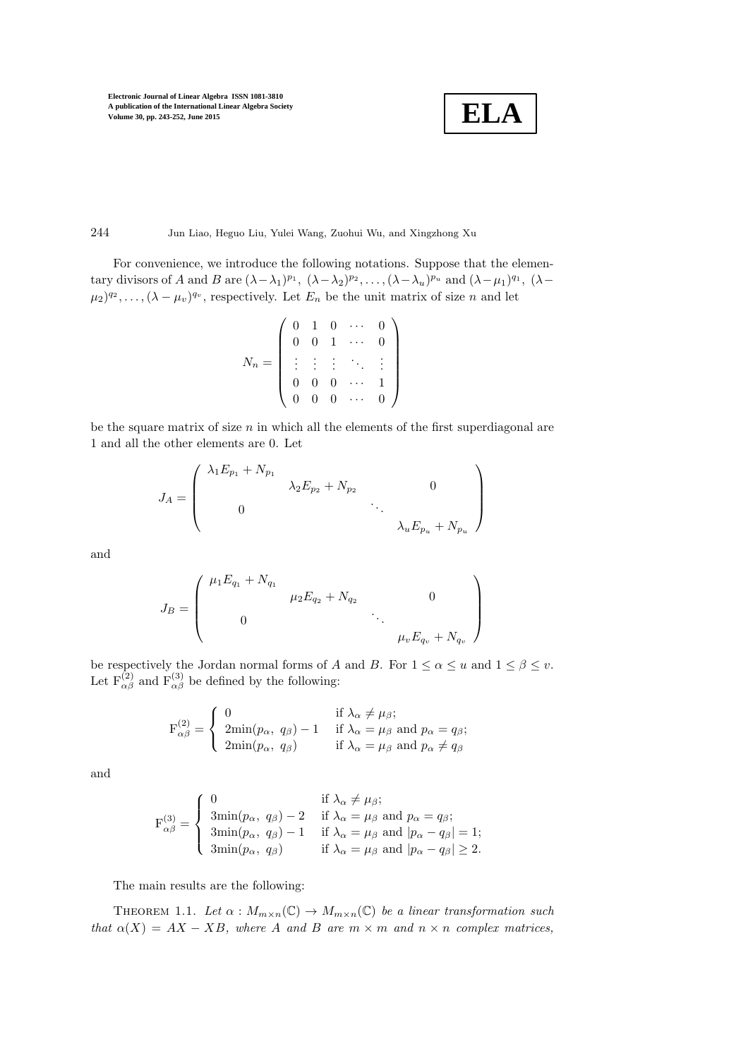For convenience, we introduce the following notations. Suppose that the elementary divisors of $A$ and $B$ are $(\lambda-\lambda_1)^{p_1},\ (\lambda-\lambda_2)^{p_2},\dots,(\lambda-\lambda_u)^{p_u}$ and $(\lambda-\mu_1)^{q_1},\ (\lambda-\mu_2)^{q_2},\dots,(\lambda-\mu_v)^{q_v}$, respectively. Let $E_n$ be the unit matrix of size $n$ and let

$$N_n = \begin{pmatrix} 0 & 1 & 0 & \cdots & 0 \\ 0 & 0 & 1 & \cdots & 0 \\ \vdots & \vdots & \vdots & \ddots & \vdots \\ 0 & 0 & 0 & \cdots & 1 \\ 0 & 0 & 0 & \cdots & 0 \end{pmatrix}$$

be the square matrix of size $n$ in which all the elements of the first superdiagonal are 1 and all the other elements are 0. Let

$$J_A = \begin{pmatrix} \lambda_1 E_{p_1} + N_{p_1} & & & \\ & \lambda_2 E_{p_2} + N_{p_2} & & 0 \\ 0 & & \ddots & \\ & & & \lambda_u E_{p_u} + N_{p_u} \end{pmatrix}$$

and

$$J_B = \begin{pmatrix} \mu_1 E_{q_1} + N_{q_1} & & & \\ & \mu_2 E_{q_2} + N_{q_2} & & 0 \\ 0 & & \ddots & \\ & & & \mu_v E_{q_v} + N_{q_v} \end{pmatrix}$$

be respectively the Jordan normal forms of $A$ and $B$. For $1 \le \alpha \le u$ and $1 \le \beta \le v$. Let $\mathrm{F}^{(2)}_{\alpha\beta}$ and $\mathrm{F}^{(3)}_{\alpha\beta}$ be defined by the following:

$$\mathrm{F}^{(2)}_{\alpha\beta} = \begin{cases} 0 & \text{if } \lambda_\alpha \neq \mu_\beta; \\ 2\min(p_\alpha,\ q_\beta) - 1 & \text{if } \lambda_\alpha = \mu_\beta \text{ and } p_\alpha = q_\beta; \\ 2\min(p_\alpha,\ q_\beta) & \text{if } \lambda_\alpha = \mu_\beta \text{ and } p_\alpha \neq q_\beta \end{cases}$$

and

$$\mathrm{F}^{(3)}_{\alpha\beta} = \begin{cases} 0 & \text{if } \lambda_\alpha \neq \mu_\beta; \\ 3\min(p_\alpha,\ q_\beta) - 2 & \text{if } \lambda_\alpha = \mu_\beta \text{ and } p_\alpha = q_\beta; \\ 3\min(p_\alpha,\ q_\beta) - 1 & \text{if } \lambda_\alpha = \mu_\beta \text{ and } |p_\alpha - q_\beta| = 1; \\ 3\min(p_\alpha,\ q_\beta) & \text{if } \lambda_\alpha = \mu_\beta \text{ and } |p_\alpha - q_\beta| \ge 2. \end{cases}$$

The main results are the following:

Theorem 1.1. *Let $\alpha : M_{m\times n}(\mathbb{C}) \to M_{m\times n}(\mathbb{C})$ be a linear transformation such that $\alpha(X) = AX - XB$, where $A$ and $B$ are $m \times m$ and $n \times n$ complex matrices,*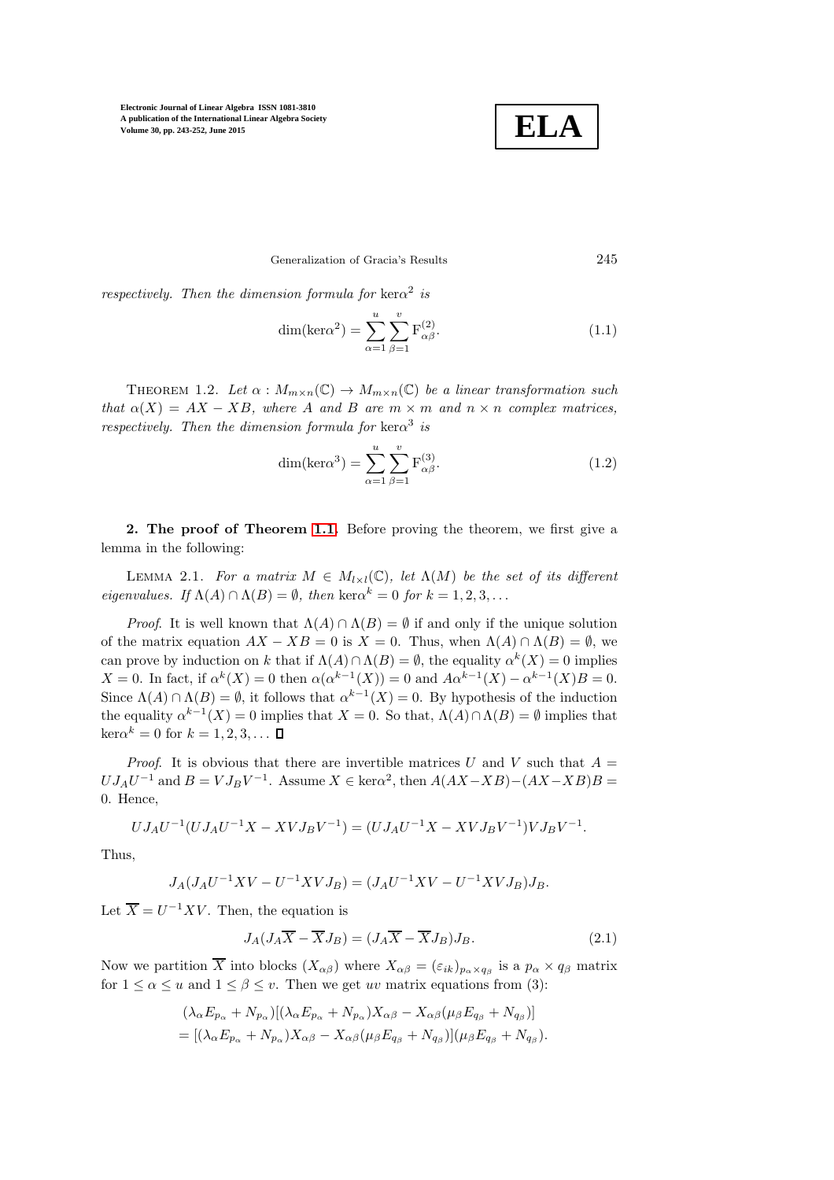*respectively. Then the dimension formula for* $\ker\alpha^2$ *is*

$$\dim(\ker\alpha^2) = \sum_{\alpha=1}^{u}\sum_{\beta=1}^{v} \mathrm{F}_{\alpha\beta}^{(2)}. \tag{1.1}$$

THEOREM 1.2. *Let* $\alpha : M_{m\times n}(\mathbb{C}) \to M_{m\times n}(\mathbb{C})$ *be a linear transformation such that* $\alpha(X) = AX - XB$*, where* $A$ *and* $B$ *are* $m \times m$ *and* $n \times n$ *complex matrices, respectively. Then the dimension formula for* $\ker\alpha^3$ *is*

$$\dim(\ker\alpha^3) = \sum_{\alpha=1}^{u}\sum_{\beta=1}^{v} \mathrm{F}_{\alpha\beta}^{(3)}. \tag{1.2}$$

## 2. The proof of Theorem 1.1.

Before proving the theorem, we first give a lemma in the following:

LEMMA 2.1. *For a matrix* $M \in M_{l\times l}(\mathbb{C})$*, let* $\Lambda(M)$ *be the set of its different eigenvalues. If* $\Lambda(A) \cap \Lambda(B) = \emptyset$*, then* $\ker\alpha^k = 0$ *for* $k = 1, 2, 3, \ldots$

*Proof.* It is well known that $\Lambda(A) \cap \Lambda(B) = \emptyset$ if and only if the unique solution of the matrix equation $AX - XB = 0$ is $X = 0$. Thus, when $\Lambda(A) \cap \Lambda(B) = \emptyset$, we can prove by induction on $k$ that if $\Lambda(A) \cap \Lambda(B) = \emptyset$, the equality $\alpha^k(X) = 0$ implies $X = 0$. In fact, if $\alpha^k(X) = 0$ then $\alpha(\alpha^{k-1}(X)) = 0$ and $A\alpha^{k-1}(X) - \alpha^{k-1}(X)B = 0$. Since $\Lambda(A) \cap \Lambda(B) = \emptyset$, it follows that $\alpha^{k-1}(X) = 0$. By hypothesis of the induction the equality $\alpha^{k-1}(X) = 0$ implies that $X = 0$. So that, $\Lambda(A) \cap \Lambda(B) = \emptyset$ implies that $\ker\alpha^k = 0$ for $k = 1, 2, 3, \ldots$ $\square$

*Proof.* It is obvious that there are invertible matrices $U$ and $V$ such that $A = UJ_AU^{-1}$ and $B = VJ_BV^{-1}$. Assume $X \in \ker\alpha^2$, then $A(AX-XB)-(AX-XB)B = 0$. Hence,

$$UJ_AU^{-1}(UJ_AU^{-1}X - XVJ_BV^{-1}) = (UJ_AU^{-1}X - XVJ_BV^{-1})VJ_BV^{-1}.$$

Thus,

$$J_A(J_AU^{-1}XV - U^{-1}XVJ_B) = (J_AU^{-1}XV - U^{-1}XVJ_B)J_B.$$

Let $\overline{X} = U^{-1}XV$. Then, the equation is

$$J_A(J_A\overline{X} - \overline{X}J_B) = (J_A\overline{X} - \overline{X}J_B)J_B. \tag{2.1}$$

Now we partition $\overline{X}$ into blocks $(X_{\alpha\beta})$ where $X_{\alpha\beta} = (\varepsilon_{ik})_{p_\alpha\times q_\beta}$ is a $p_\alpha \times q_\beta$ matrix for $1 \le \alpha \le u$ and $1 \le \beta \le v$. Then we get $uv$ matrix equations from (3):

$$\begin{aligned}
&(\lambda_\alpha E_{p_\alpha} + N_{p_\alpha})[(\lambda_\alpha E_{p_\alpha} + N_{p_\alpha})X_{\alpha\beta} - X_{\alpha\beta}(\mu_\beta E_{q_\beta} + N_{q_\beta})] \\
&= [(\lambda_\alpha E_{p_\alpha} + N_{p_\alpha})X_{\alpha\beta} - X_{\alpha\beta}(\mu_\beta E_{q_\beta} + N_{q_\beta})](\mu_\beta E_{q_\beta} + N_{q_\beta}).
\end{aligned}$$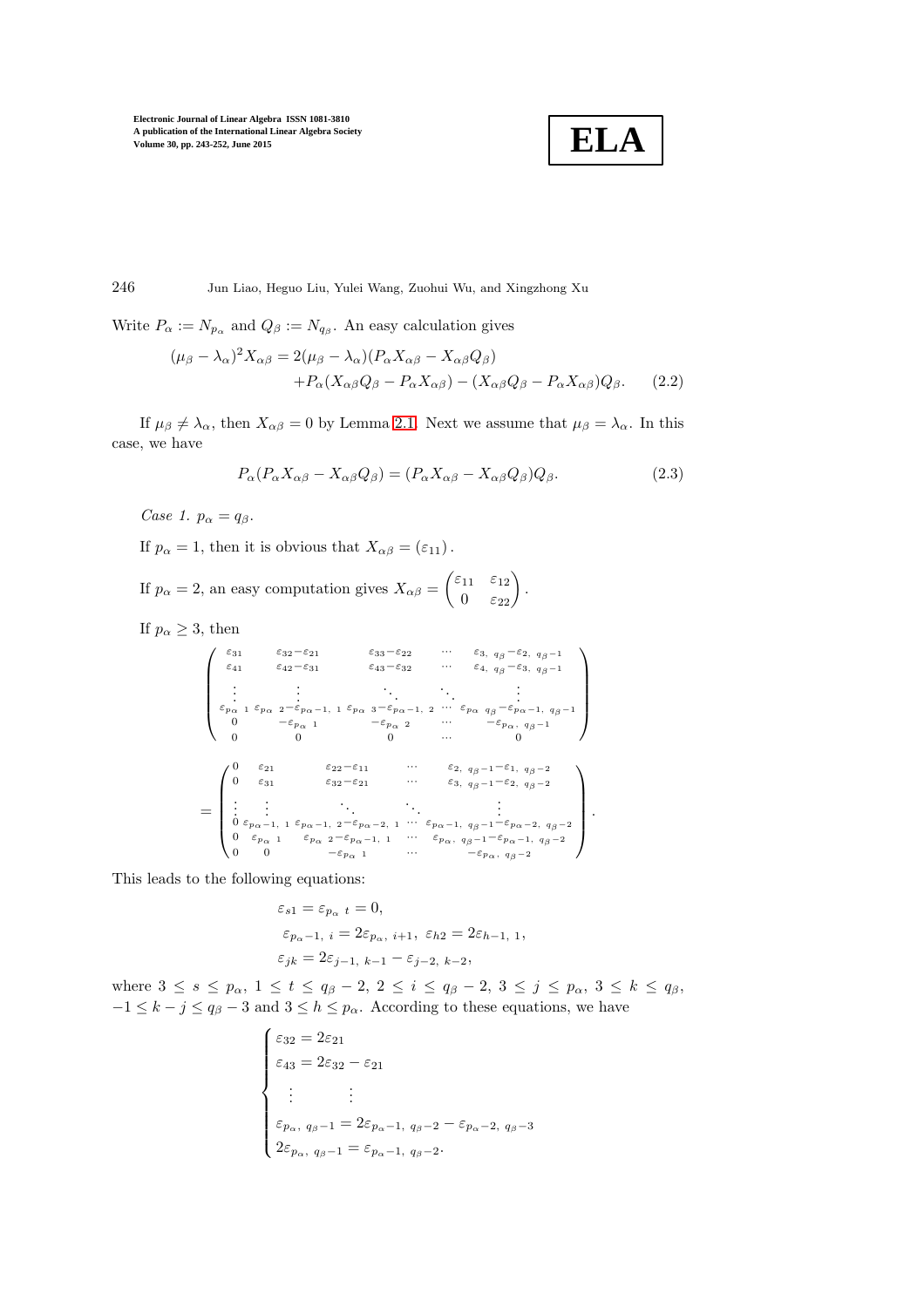Write $P_\alpha := N_{p_\alpha}$ and $Q_\beta := N_{q_\beta}$. An easy calculation gives

$$(\mu_\beta - \lambda_\alpha)^2 X_{\alpha\beta} = 2(\mu_\beta - \lambda_\alpha)(P_\alpha X_{\alpha\beta} - X_{\alpha\beta} Q_\beta) \\ + P_\alpha(X_{\alpha\beta}Q_\beta - P_\alpha X_{\alpha\beta}) - (X_{\alpha\beta}Q_\beta - P_\alpha X_{\alpha\beta})Q_\beta. \tag{2.2}$$

If $\mu_\beta \neq \lambda_\alpha$, then $X_{\alpha\beta} = 0$ by Lemma 2.1. Next we assume that $\mu_\beta = \lambda_\alpha$. In this case, we have

$$P_\alpha(P_\alpha X_{\alpha\beta} - X_{\alpha\beta}Q_\beta) = (P_\alpha X_{\alpha\beta} - X_{\alpha\beta}Q_\beta)Q_\beta. \tag{2.3}$$

*Case 1.* $p_\alpha = q_\beta$.

If $p_\alpha = 1$, then it is obvious that $X_{\alpha\beta} = (\varepsilon_{11})$.

If $p_\alpha = 2$, an easy computation gives $X_{\alpha\beta} = \begin{pmatrix} \varepsilon_{11} & \varepsilon_{12} \\ 0 & \varepsilon_{22} \end{pmatrix}$.

If $p_\alpha \geq 3$, then

$$\begin{pmatrix}
\varepsilon_{31} & \varepsilon_{32}-\varepsilon_{21} & \varepsilon_{33}-\varepsilon_{22} & \cdots & \varepsilon_{3,\ q_\beta}-\varepsilon_{2,\ q_\beta-1} \\
\varepsilon_{41} & \varepsilon_{42}-\varepsilon_{31} & \varepsilon_{43}-\varepsilon_{32} & \cdots & \varepsilon_{4,\ q_\beta}-\varepsilon_{3,\ q_\beta-1} \\
\vdots & \vdots & \ddots & \ddots & \vdots \\
\varepsilon_{p_\alpha\ 1} & \varepsilon_{p_\alpha\ 2}-\varepsilon_{p_\alpha-1,\ 1} & \varepsilon_{p_\alpha\ 3}-\varepsilon_{p_\alpha-1,\ 2} & \cdots & \varepsilon_{p_\alpha\ q_\beta}-\varepsilon_{p_\alpha-1,\ q_\beta-1} \\
0 & -\varepsilon_{p_\alpha\ 1} & -\varepsilon_{p_\alpha\ 2} & \cdots & -\varepsilon_{p_\alpha,\ q_\beta-1} \\
0 & 0 & 0 & \cdots & 0
\end{pmatrix}$$

$$= \begin{pmatrix}
0 & \varepsilon_{21} & \varepsilon_{22}-\varepsilon_{11} & \cdots & \varepsilon_{2,\ q_\beta-1}-\varepsilon_{1,\ q_\beta-2} \\
0 & \varepsilon_{31} & \varepsilon_{32}-\varepsilon_{21} & \cdots & \varepsilon_{3,\ q_\beta-1}-\varepsilon_{2,\ q_\beta-2} \\
\vdots & \vdots & \ddots & \ddots & \vdots \\
0 & \varepsilon_{p_\alpha-1,\ 1} & \varepsilon_{p_\alpha-1,\ 2}-\varepsilon_{p_\alpha-2,\ 1} & \cdots & \varepsilon_{p_\alpha-1,\ q_\beta-1}-\varepsilon_{p_\alpha-2,\ q_\beta-2} \\
0 & \varepsilon_{p_\alpha\ 1} & \varepsilon_{p_\alpha\ 2}-\varepsilon_{p_\alpha-1,\ 1} & \cdots & \varepsilon_{p_\alpha,\ q_\beta-1}-\varepsilon_{p_\alpha-1,\ q_\beta-2} \\
0 & 0 & -\varepsilon_{p_\alpha\ 1} & \cdots & -\varepsilon_{p_\alpha,\ q_\beta-2}
\end{pmatrix}.$$

This leads to the following equations:

$$\varepsilon_{s1} = \varepsilon_{p_\alpha\ t} = 0,$$
$$\varepsilon_{p_\alpha-1,\ i} = 2\varepsilon_{p_\alpha,\ i+1},\ \varepsilon_{h2} = 2\varepsilon_{h-1,\ 1},$$
$$\varepsilon_{jk} = 2\varepsilon_{j-1,\ k-1} - \varepsilon_{j-2,\ k-2},$$

where $3 \leq s \leq p_\alpha$, $1 \leq t \leq q_\beta - 2$, $2 \leq i \leq q_\beta - 2$, $3 \leq j \leq p_\alpha$, $3 \leq k \leq q_\beta$, $-1 \leq k - j \leq q_\beta - 3$ and $3 \leq h \leq p_\alpha$. According to these equations, we have

$$\begin{cases}
\varepsilon_{32} = 2\varepsilon_{21} \\
\varepsilon_{43} = 2\varepsilon_{32} - \varepsilon_{21} \\
\quad \vdots \qquad\quad \vdots \\
\varepsilon_{p_\alpha,\ q_\beta-1} = 2\varepsilon_{p_\alpha-1,\ q_\beta-2} - \varepsilon_{p_\alpha-2,\ q_\beta-3} \\
2\varepsilon_{p_\alpha,\ q_\beta-1} = \varepsilon_{p_\alpha-1,\ q_\beta-2}.
\end{cases}$$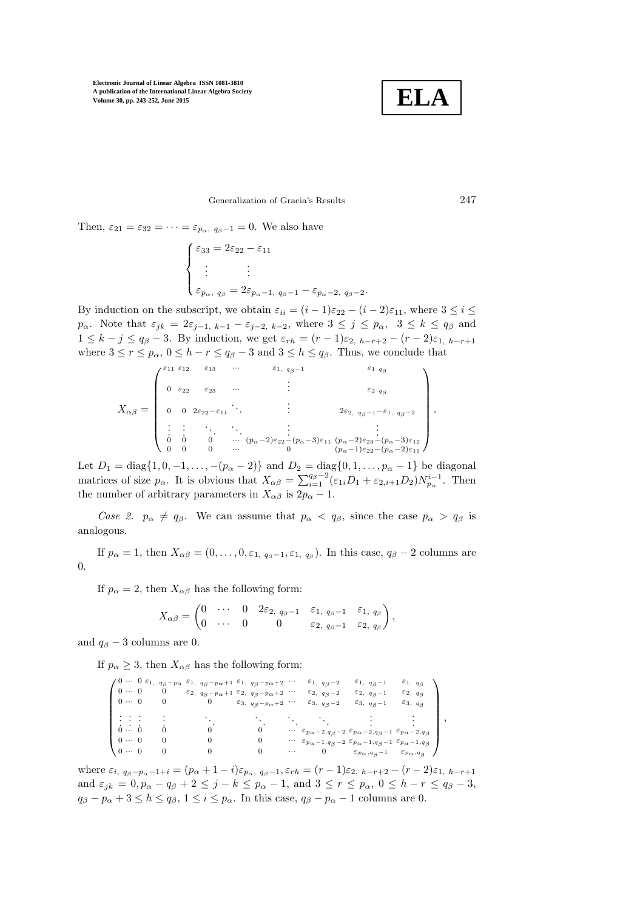Then, $\varepsilon_{21} = \varepsilon_{32} = \cdots = \varepsilon_{p_\alpha,\ q_\beta - 1} = 0$. We also have

$$\begin{cases} \varepsilon_{33} = 2\varepsilon_{22} - \varepsilon_{11} \\ \ \vdots \qquad\quad \vdots \\ \varepsilon_{p_\alpha,\ q_\beta} = 2\varepsilon_{p_\alpha - 1,\ q_\beta - 1} - \varepsilon_{p_\alpha - 2,\ q_\beta - 2}. \end{cases}$$

By induction on the subscript, we obtain $\varepsilon_{ii} = (i-1)\varepsilon_{22} - (i-2)\varepsilon_{11}$, where $3 \leq i \leq p_\alpha$. Note that $\varepsilon_{jk} = 2\varepsilon_{j-1,\ k-1} - \varepsilon_{j-2,\ k-2}$, where $3 \leq j \leq p_\alpha$, $3 \leq k \leq q_\beta$ and $1 \leq k - j \leq q_\beta - 3$. By induction, we get $\varepsilon_{rh} = (r-1)\varepsilon_{2,\ h-r+2} - (r-2)\varepsilon_{1,\ h-r+1}$ where $3 \leq r \leq p_\alpha$, $0 \leq h - r \leq q_\beta - 3$ and $3 \leq h \leq q_\beta$. Thus, we conclude that

$$X_{\alpha\beta} = \begin{pmatrix} \varepsilon_{11} & \varepsilon_{12} & \varepsilon_{13} & \cdots & \varepsilon_{1,\ q_\beta - 1} & \varepsilon_{1\ q_\beta} \\ 0 & \varepsilon_{22} & \varepsilon_{23} & \cdots & \vdots & \varepsilon_{2\ q_\beta} \\ 0 & 0 & 2\varepsilon_{22} - \varepsilon_{11} & \ddots & \vdots & 2\varepsilon_{2,\ q_\beta - 1} - \varepsilon_{1,\ q_\beta - 2} \\ \vdots & \vdots & \ddots & \ddots & \vdots & \vdots \\ 0 & 0 & 0 & \cdots & (p_\alpha - 2)\varepsilon_{22} - (p_\alpha - 3)\varepsilon_{11} & (p_\alpha - 2)\varepsilon_{23} - (p_\alpha - 3)\varepsilon_{12} \\ 0 & 0 & 0 & \cdots & 0 & (p_\alpha - 1)\varepsilon_{22} - (p_\alpha - 2)\varepsilon_{11} \end{pmatrix}.$$

Let $D_1 = \operatorname{diag}\{1, 0, -1, \ldots, -(p_\alpha - 2)\}$ and $D_2 = \operatorname{diag}\{0, 1, \ldots, p_\alpha - 1\}$ be diagonal matrices of size $p_\alpha$. It is obvious that $X_{\alpha\beta} = \sum_{i=1}^{q_\beta - 2} (\varepsilon_{1i} D_1 + \varepsilon_{2,i+1} D_2) N_{p_\alpha}^{i-1}$. Then the number of arbitrary parameters in $X_{\alpha\beta}$ is $2p_\alpha - 1$.

*Case 2.* $p_\alpha \neq q_\beta$. We can assume that $p_\alpha < q_\beta$, since the case $p_\alpha > q_\beta$ is analogous.

If $p_\alpha = 1$, then $X_{\alpha\beta} = (0, \ldots, 0, \varepsilon_{1,\ q_\beta - 1}, \varepsilon_{1,\ q_\beta})$. In this case, $q_\beta - 2$ columns are 0.

If $p_\alpha = 2$, then $X_{\alpha\beta}$ has the following form:

$$X_{\alpha\beta} = \begin{pmatrix} 0 & \cdots & 0 & 2\varepsilon_{2,\ q_\beta - 1} & \varepsilon_{1,\ q_\beta - 1} & \varepsilon_{1,\ q_\beta} \\ 0 & \cdots & 0 & 0 & \varepsilon_{2,\ q_\beta - 1} & \varepsilon_{2,\ q_\beta} \end{pmatrix},$$

and $q_\beta - 3$ columns are 0.

If $p_\alpha \geq 3$, then $X_{\alpha\beta}$ has the following form:

$$\begin{pmatrix} 0 & \cdots & 0 & \varepsilon_{1,\ q_\beta - p_\alpha} & \varepsilon_{1,\ q_\beta - p_\alpha + 1} & \varepsilon_{1,\ q_\beta - p_\alpha + 2} & \cdots & \varepsilon_{1,\ q_\beta - 2} & \varepsilon_{1,\ q_\beta - 1} & \varepsilon_{1,\ q_\beta} \\ 0 & \cdots & 0 & 0 & \varepsilon_{2,\ q_\beta - p_\alpha + 1} & \varepsilon_{2,\ q_\beta - p_\alpha + 2} & \cdots & \varepsilon_{2,\ q_\beta - 2} & \varepsilon_{2,\ q_\beta - 1} & \varepsilon_{2,\ q_\beta} \\ 0 & \cdots & 0 & 0 & 0 & \varepsilon_{3,\ q_\beta - p_\alpha + 2} & \cdots & \varepsilon_{3,\ q_\beta - 2} & \varepsilon_{3,\ q_\beta - 1} & \varepsilon_{3,\ q_\beta} \\ \vdots & \vdots & \vdots & \vdots & \ddots & \ddots & \ddots & \ddots & \vdots & \vdots \\ 0 & \cdots & 0 & 0 & 0 & 0 & \cdots & \varepsilon_{p_\alpha - 2, q_\beta - 2} & \varepsilon_{p_\alpha - 2, q_\beta - 1} & \varepsilon_{p_\alpha - 2, q_\beta} \\ 0 & \cdots & 0 & 0 & 0 & 0 & \cdots & \varepsilon_{p_\alpha - 1, q_\beta - 2} & \varepsilon_{p_\alpha - 1, q_\beta - 1} & \varepsilon_{p_\alpha - 1, q_\beta} \\ 0 & \cdots & 0 & 0 & 0 & 0 & \cdots & 0 & \varepsilon_{p_\alpha, q_\beta - 1} & \varepsilon_{p_\alpha, q_\beta} \end{pmatrix},$$

where $\varepsilon_{i,\ q_\beta - p_\alpha - 1 + i} = (p_\alpha + 1 - i)\varepsilon_{p_\alpha,\ q_\beta - 1}, \varepsilon_{rh} = (r-1)\varepsilon_{2,\ h-r+2} - (r-2)\varepsilon_{1,\ h-r+1}$ and $\varepsilon_{jk} = 0, p_\alpha - q_\beta + 2 \leq j - k \leq p_\alpha - 1$, and $3 \leq r \leq p_\alpha$, $0 \leq h - r \leq q_\beta - 3$, $q_\beta - p_\alpha + 3 \leq h \leq q_\beta$, $1 \leq i \leq p_\alpha$. In this case, $q_\beta - p_\alpha - 1$ columns are 0.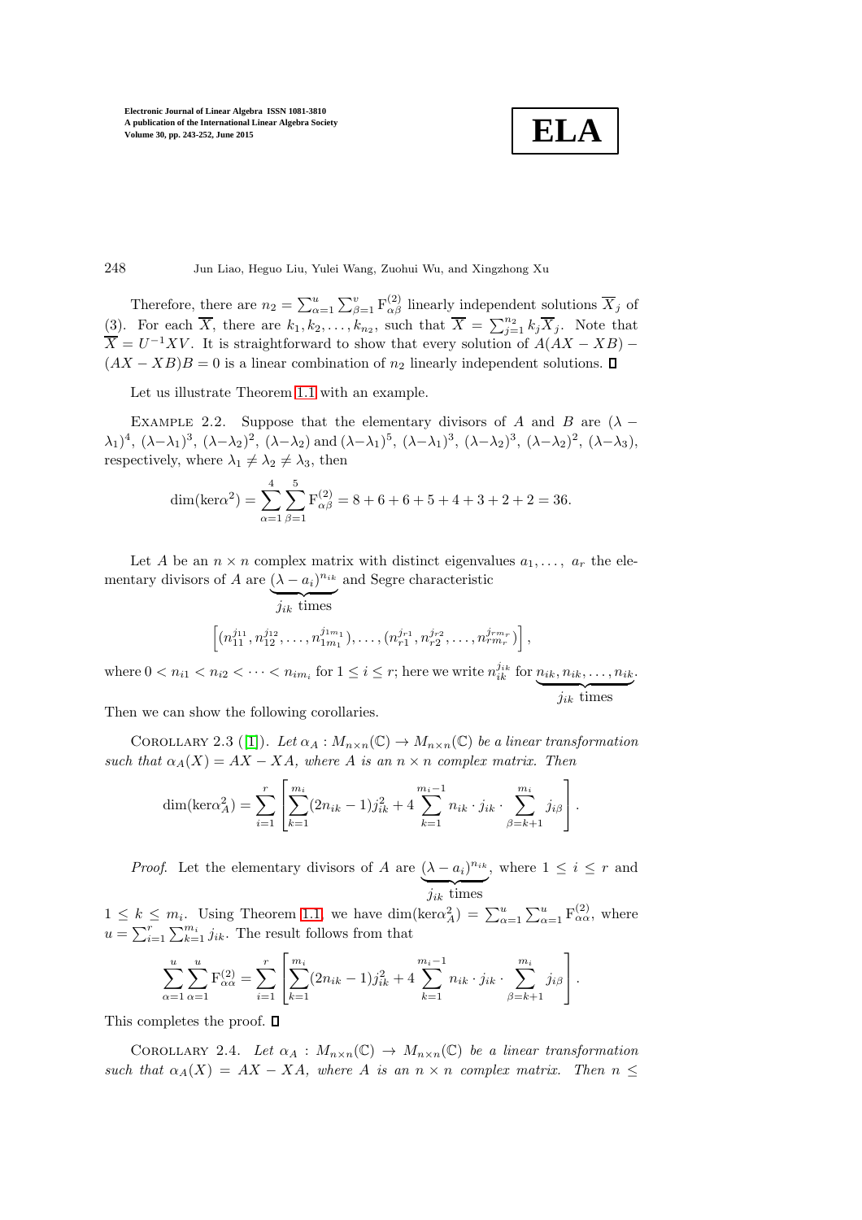Therefore, there are $n_2 = \sum_{\alpha=1}^{u}\sum_{\beta=1}^{v} \mathrm{F}_{\alpha\beta}^{(2)}$ linearly independent solutions $\overline{X}_j$ of (3). For each $\overline{X}$, there are $k_1, k_2, \ldots, k_{n_2}$, such that $\overline{X} = \sum_{j=1}^{n_2} k_j \overline{X}_j$. Note that $\overline{X} = U^{-1}XV$. It is straightforward to show that every solution of $A(AX - XB) - (AX - XB)B = 0$ is a linear combination of $n_2$ linearly independent solutions. ∎

Let us illustrate Theorem 1.1 with an example.

EXAMPLE 2.2. Suppose that the elementary divisors of $A$ and $B$ are $(\lambda - \lambda_1)^4$, $(\lambda-\lambda_1)^3$, $(\lambda-\lambda_2)^2$, $(\lambda-\lambda_2)$ and $(\lambda-\lambda_1)^5$, $(\lambda-\lambda_1)^3$, $(\lambda-\lambda_2)^3$, $(\lambda-\lambda_2)^2$, $(\lambda-\lambda_3)$, respectively, where $\lambda_1 \neq \lambda_2 \neq \lambda_3$, then

$$\dim(\ker\alpha^2) = \sum_{\alpha=1}^{4}\sum_{\beta=1}^{5} \mathrm{F}_{\alpha\beta}^{(2)} = 8 + 6 + 6 + 5 + 4 + 3 + 2 + 2 = 36.$$

Let $A$ be an $n \times n$ complex matrix with distinct eigenvalues $a_1, \ldots, a_r$ the elementary divisors of $A$ are $\underbrace{(\lambda - a_i)^{n_{ik}}}_{j_{ik} \text{ times}}$ and Segre characteristic

$$\left[(n_{11}^{j_{11}}, n_{12}^{j_{12}}, \ldots, n_{1m_1}^{j_{1m_1}}), \ldots, (n_{r1}^{j_{r1}}, n_{r2}^{j_{r2}}, \ldots, n_{rm_r}^{j_{rm_r}})\right],$$

where $0 < n_{i1} < n_{i2} < \cdots < n_{im_i}$ for $1 \leq i \leq r$; here we write $n_{ik}^{j_{ik}}$ for $\underbrace{n_{ik}, n_{ik}, \ldots, n_{ik}}_{j_{ik} \text{ times}}$.

Then we can show the following corollaries.

COROLLARY 2.3 ([1]). *Let $\alpha_A : M_{n\times n}(\mathbb{C}) \to M_{n\times n}(\mathbb{C})$ be a linear transformation such that $\alpha_A(X) = AX - XA$, where $A$ is an $n \times n$ complex matrix. Then*

$$\dim(\ker\alpha_A^2) = \sum_{i=1}^{r}\left[\sum_{k=1}^{m_i}(2n_{ik} - 1)j_{ik}^2 + 4\sum_{k=1}^{m_i-1} n_{ik} \cdot j_{ik} \cdot \sum_{\beta=k+1}^{m_i} j_{i\beta}\right].$$

*Proof.* Let the elementary divisors of $A$ are $\underbrace{(\lambda - a_i)^{n_{ik}}}_{j_{ik} \text{ times}}$, where $1 \leq i \leq r$ and $1 \leq k \leq m_i$. Using Theorem 1.1, we have $\dim(\ker\alpha_A^2) = \sum_{\alpha=1}^{u}\sum_{\alpha=1}^{u} \mathrm{F}_{\alpha\alpha}^{(2)}$, where $u = \sum_{i=1}^{r}\sum_{k=1}^{m_i} j_{ik}$. The result follows from that

$$\sum_{\alpha=1}^{u}\sum_{\alpha=1}^{u} \mathrm{F}_{\alpha\alpha}^{(2)} = \sum_{i=1}^{r}\left[\sum_{k=1}^{m_i}(2n_{ik} - 1)j_{ik}^2 + 4\sum_{k=1}^{m_i-1} n_{ik} \cdot j_{ik} \cdot \sum_{\beta=k+1}^{m_i} j_{i\beta}\right].$$

This completes the proof. ∎

COROLLARY 2.4. *Let $\alpha_A : M_{n\times n}(\mathbb{C}) \to M_{n\times n}(\mathbb{C})$ be a linear transformation such that $\alpha_A(X) = AX - XA$, where $A$ is an $n \times n$ complex matrix. Then $n \leq$*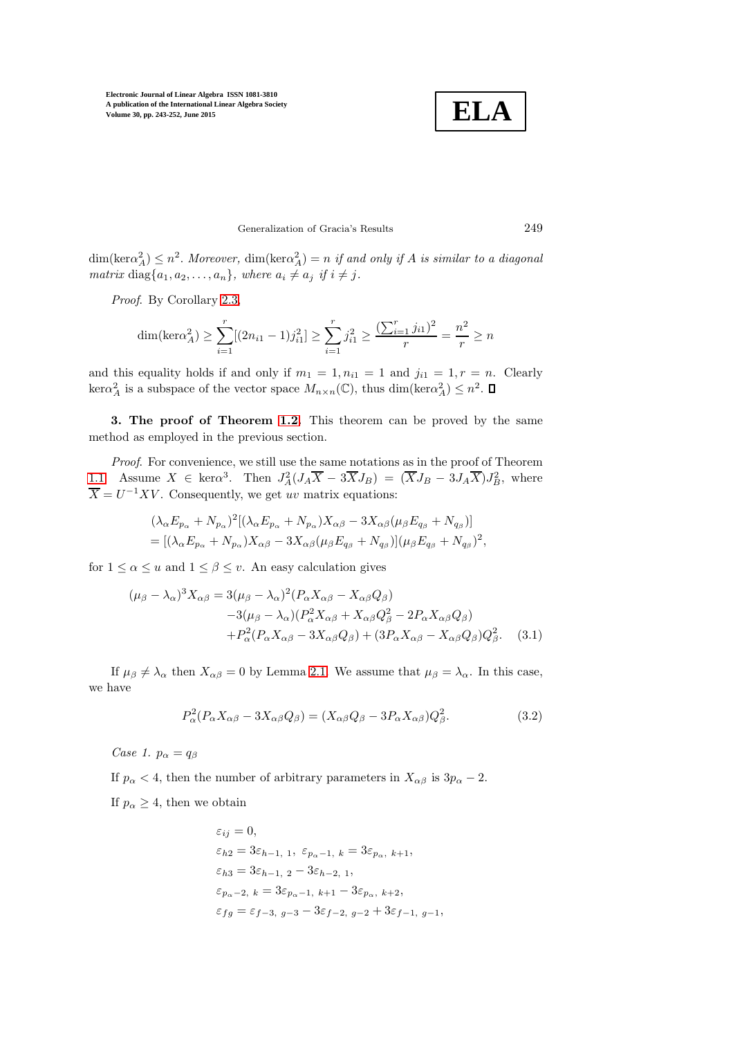$\dim(\ker\alpha_A^2) \leq n^2$. *Moreover,* $\dim(\ker\alpha_A^2) = n$ *if and only if* $A$ *is similar to a diagonal matrix* $\mathrm{diag}\{a_1, a_2, \ldots, a_n\}$*, where* $a_i \neq a_j$ *if* $i \neq j$.

*Proof.* By Corollary 2.3,

$$\dim(\ker\alpha_A^2) \geq \sum_{i=1}^{r}[(2n_{i1}-1)j_{i1}^2] \geq \sum_{i=1}^{r} j_{i1}^2 \geq \frac{(\sum_{i=1}^{r} j_{i1})^2}{r} = \frac{n^2}{r} \geq n$$

and this equality holds if and only if $m_1 = 1, n_{i1} = 1$ and $j_{i1} = 1, r = n$. Clearly $\ker\alpha_A^2$ is a subspace of the vector space $M_{n\times n}(\mathbb{C})$, thus $\dim(\ker\alpha_A^2) \leq n^2$. $\square$

**3. The proof of Theorem 1.2.** This theorem can be proved by the same method as employed in the previous section.

*Proof.* For convenience, we still use the same notations as in the proof of Theorem 1.1. Assume $X \in \ker\alpha^3$. Then $J_A^2(J_A\overline{X} - 3\overline{X}J_B) = (\overline{X}J_B - 3J_A\overline{X})J_B^2$, where $\overline{X} = U^{-1}XV$. Consequently, we get $uv$ matrix equations:

$$\begin{aligned}
&(\lambda_\alpha E_{p_\alpha} + N_{p_\alpha})^2[(\lambda_\alpha E_{p_\alpha} + N_{p_\alpha})X_{\alpha\beta} - 3X_{\alpha\beta}(\mu_\beta E_{q_\beta} + N_{q_\beta})] \\
&= [(\lambda_\alpha E_{p_\alpha} + N_{p_\alpha})X_{\alpha\beta} - 3X_{\alpha\beta}(\mu_\beta E_{q_\beta} + N_{q_\beta})](\mu_\beta E_{q_\beta} + N_{q_\beta})^2,
\end{aligned}$$

for $1 \leq \alpha \leq u$ and $1 \leq \beta \leq v$. An easy calculation gives

$$\begin{aligned}
(\mu_\beta - \lambda_\alpha)^3 X_{\alpha\beta} = {} & 3(\mu_\beta - \lambda_\alpha)^2(P_\alpha X_{\alpha\beta} - X_{\alpha\beta}Q_\beta) \\
& -3(\mu_\beta - \lambda_\alpha)(P_\alpha^2 X_{\alpha\beta} + X_{\alpha\beta}Q_\beta^2 - 2P_\alpha X_{\alpha\beta}Q_\beta) \\
& +P_\alpha^2(P_\alpha X_{\alpha\beta} - 3X_{\alpha\beta}Q_\beta) + (3P_\alpha X_{\alpha\beta} - X_{\alpha\beta}Q_\beta)Q_\beta^2. \qquad (3.1)
\end{aligned}$$

If $\mu_\beta \neq \lambda_\alpha$ then $X_{\alpha\beta} = 0$ by Lemma 2.1. We assume that $\mu_\beta = \lambda_\alpha$. In this case, we have

$$P_\alpha^2(P_\alpha X_{\alpha\beta} - 3X_{\alpha\beta}Q_\beta) = (X_{\alpha\beta}Q_\beta - 3P_\alpha X_{\alpha\beta})Q_\beta^2. \qquad (3.2)$$

*Case 1.* $p_\alpha = q_\beta$

If $p_\alpha < 4$, then the number of arbitrary parameters in $X_{\alpha\beta}$ is $3p_\alpha - 2$.

If $p_\alpha \geq 4$, then we obtain

$$\begin{aligned}
&\varepsilon_{ij} = 0, \\
&\varepsilon_{h2} = 3\varepsilon_{h-1,\ 1},\ \varepsilon_{p_\alpha - 1,\ k} = 3\varepsilon_{p_\alpha,\ k+1}, \\
&\varepsilon_{h3} = 3\varepsilon_{h-1,\ 2} - 3\varepsilon_{h-2,\ 1}, \\
&\varepsilon_{p_\alpha - 2,\ k} = 3\varepsilon_{p_\alpha - 1,\ k+1} - 3\varepsilon_{p_\alpha,\ k+2}, \\
&\varepsilon_{fg} = \varepsilon_{f-3,\ g-3} - 3\varepsilon_{f-2,\ g-2} + 3\varepsilon_{f-1,\ g-1},
\end{aligned}$$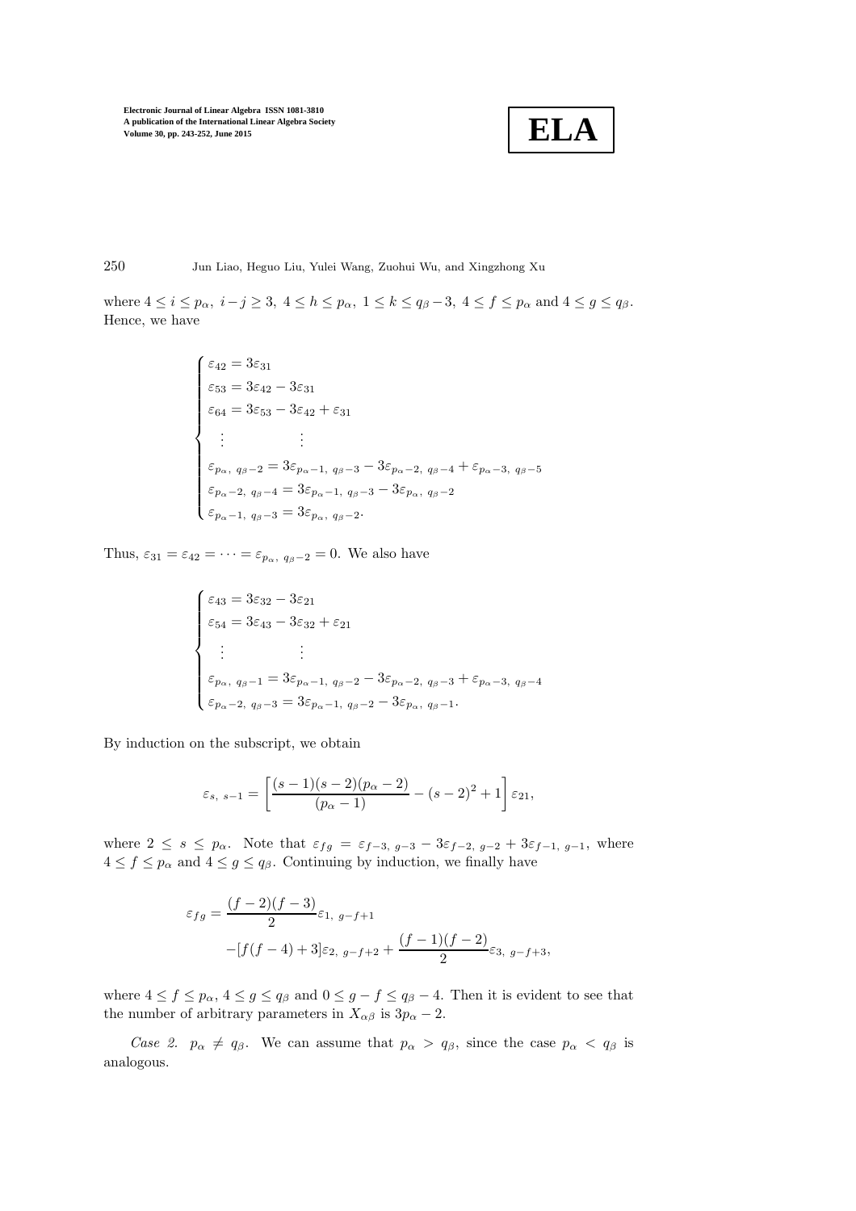where $4 \leq i \leq p_\alpha,\ i-j \geq 3,\ 4 \leq h \leq p_\alpha,\ 1 \leq k \leq q_\beta - 3,\ 4 \leq f \leq p_\alpha$ and $4 \leq g \leq q_\beta$. Hence, we have

$$
\begin{cases}
\varepsilon_{42} = 3\varepsilon_{31} \\
\varepsilon_{53} = 3\varepsilon_{42} - 3\varepsilon_{31} \\
\varepsilon_{64} = 3\varepsilon_{53} - 3\varepsilon_{42} + \varepsilon_{31} \\
\quad \vdots \qquad\qquad \vdots \\
\varepsilon_{p_\alpha,\ q_\beta - 2} = 3\varepsilon_{p_\alpha - 1,\ q_\beta - 3} - 3\varepsilon_{p_\alpha - 2,\ q_\beta - 4} + \varepsilon_{p_\alpha - 3,\ q_\beta - 5} \\
\varepsilon_{p_\alpha - 2,\ q_\beta - 4} = 3\varepsilon_{p_\alpha - 1,\ q_\beta - 3} - 3\varepsilon_{p_\alpha,\ q_\beta - 2} \\
\varepsilon_{p_\alpha - 1,\ q_\beta - 3} = 3\varepsilon_{p_\alpha,\ q_\beta - 2}.
\end{cases}
$$

Thus, $\varepsilon_{31} = \varepsilon_{42} = \cdots = \varepsilon_{p_\alpha,\ q_\beta - 2} = 0$. We also have

$$
\begin{cases}
\varepsilon_{43} = 3\varepsilon_{32} - 3\varepsilon_{21} \\
\varepsilon_{54} = 3\varepsilon_{43} - 3\varepsilon_{32} + \varepsilon_{21} \\
\quad \vdots \qquad\qquad \vdots \\
\varepsilon_{p_\alpha,\ q_\beta - 1} = 3\varepsilon_{p_\alpha - 1,\ q_\beta - 2} - 3\varepsilon_{p_\alpha - 2,\ q_\beta - 3} + \varepsilon_{p_\alpha - 3,\ q_\beta - 4} \\
\varepsilon_{p_\alpha - 2,\ q_\beta - 3} = 3\varepsilon_{p_\alpha - 1,\ q_\beta - 2} - 3\varepsilon_{p_\alpha,\ q_\beta - 1}.
\end{cases}
$$

By induction on the subscript, we obtain

$$
\varepsilon_{s,\ s-1} = \left[ \frac{(s-1)(s-2)(p_\alpha - 2)}{(p_\alpha - 1)} - (s-2)^2 + 1 \right] \varepsilon_{21},
$$

where $2 \leq s \leq p_\alpha$. Note that $\varepsilon_{fg} = \varepsilon_{f-3,\ g-3} - 3\varepsilon_{f-2,\ g-2} + 3\varepsilon_{f-1,\ g-1}$, where $4 \leq f \leq p_\alpha$ and $4 \leq g \leq q_\beta$. Continuing by induction, we finally have

$$
\begin{aligned}
\varepsilon_{fg} = {} & \frac{(f-2)(f-3)}{2} \varepsilon_{1,\ g-f+1} \\
& - [f(f-4) + 3]\varepsilon_{2,\ g-f+2} + \frac{(f-1)(f-2)}{2} \varepsilon_{3,\ g-f+3},
\end{aligned}
$$

where $4 \leq f \leq p_\alpha$, $4 \leq g \leq q_\beta$ and $0 \leq g - f \leq q_\beta - 4$. Then it is evident to see that the number of arbitrary parameters in $X_{\alpha\beta}$ is $3p_\alpha - 2$.

*Case 2.* $p_\alpha \neq q_\beta$. We can assume that $p_\alpha > q_\beta$, since the case $p_\alpha < q_\beta$ is analogous.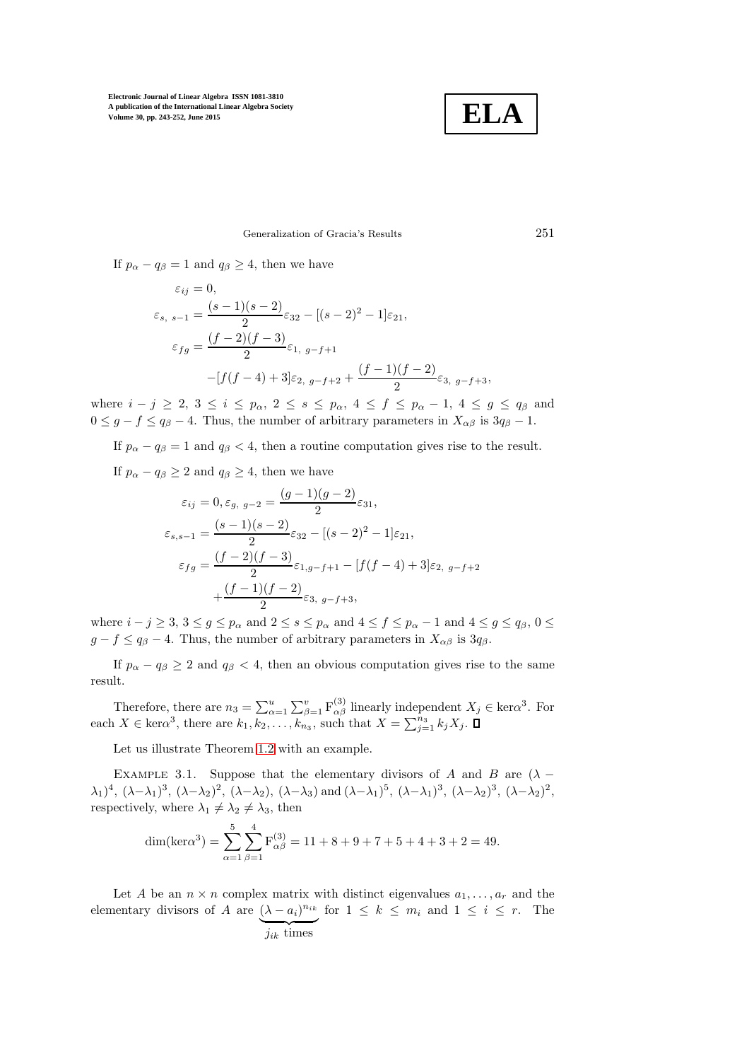If $p_\alpha - q_\beta = 1$ and $q_\beta \geq 4$, then we have

$$
\begin{aligned}
&\varepsilon_{ij} = 0, \\
&\varepsilon_{s,\ s-1} = \frac{(s-1)(s-2)}{2}\varepsilon_{32} - [(s-2)^2 - 1]\varepsilon_{21}, \\
&\varepsilon_{fg} = \frac{(f-2)(f-3)}{2}\varepsilon_{1,\ g-f+1} \\
&\qquad -[f(f-4)+3]\varepsilon_{2,\ g-f+2} + \frac{(f-1)(f-2)}{2}\varepsilon_{3,\ g-f+3},
\end{aligned}
$$

where $i - j \geq 2$, $3 \leq i \leq p_\alpha$, $2 \leq s \leq p_\alpha$, $4 \leq f \leq p_\alpha - 1$, $4 \leq g \leq q_\beta$ and $0 \leq g - f \leq q_\beta - 4$. Thus, the number of arbitrary parameters in $X_{\alpha\beta}$ is $3q_\beta - 1$.

If $p_\alpha - q_\beta = 1$ and $q_\beta < 4$, then a routine computation gives rise to the result.

If $p_\alpha - q_\beta \geq 2$ and $q_\beta \geq 4$, then we have

$$
\begin{aligned}
&\varepsilon_{ij} = 0, \varepsilon_{g,\ g-2} = \frac{(g-1)(g-2)}{2}\varepsilon_{31}, \\
&\varepsilon_{s,s-1} = \frac{(s-1)(s-2)}{2}\varepsilon_{32} - [(s-2)^2 - 1]\varepsilon_{21}, \\
&\varepsilon_{fg} = \frac{(f-2)(f-3)}{2}\varepsilon_{1,g-f+1} - [f(f-4)+3]\varepsilon_{2,\ g-f+2} \\
&\qquad + \frac{(f-1)(f-2)}{2}\varepsilon_{3,\ g-f+3},
\end{aligned}
$$

where $i - j \geq 3$, $3 \leq g \leq p_\alpha$ and $2 \leq s \leq p_\alpha$ and $4 \leq f \leq p_\alpha - 1$ and $4 \leq g \leq q_\beta$, $0 \leq g - f \leq q_\beta - 4$. Thus, the number of arbitrary parameters in $X_{\alpha\beta}$ is $3q_\beta$.

If $p_\alpha - q_\beta \geq 2$ and $q_\beta < 4$, then an obvious computation gives rise to the same result.

Therefore, there are $n_3 = \sum_{\alpha=1}^{u} \sum_{\beta=1}^{v} \mathrm{F}_{\alpha\beta}^{(3)}$ linearly independent $X_j \in \ker\alpha^3$. For each $X \in \ker\alpha^3$, there are $k_1, k_2, \ldots, k_{n_3}$, such that $X = \sum_{j=1}^{n_3} k_j X_j$. ∎

Let us illustrate Theorem 1.2 with an example.

Example 3.1. Suppose that the elementary divisors of $A$ and $B$ are $(\lambda - \lambda_1)^4$, $(\lambda-\lambda_1)^3$, $(\lambda-\lambda_2)^2$, $(\lambda-\lambda_2)$, $(\lambda-\lambda_3)$ and $(\lambda-\lambda_1)^5$, $(\lambda-\lambda_1)^3$, $(\lambda-\lambda_2)^3$, $(\lambda-\lambda_2)^2$, respectively, where $\lambda_1 \neq \lambda_2 \neq \lambda_3$, then

$$
\dim(\ker\alpha^3) = \sum_{\alpha=1}^{5} \sum_{\beta=1}^{4} \mathrm{F}_{\alpha\beta}^{(3)} = 11 + 8 + 9 + 7 + 5 + 4 + 3 + 2 = 49.
$$

Let $A$ be an $n \times n$ complex matrix with distinct eigenvalues $a_1, \ldots, a_r$ and the elementary divisors of $A$ are $\underbrace{(\lambda - a_i)^{n_{ik}}}_{j_{ik} \text{ times}}$ for $1 \leq k \leq m_i$ and $1 \leq i \leq r$. The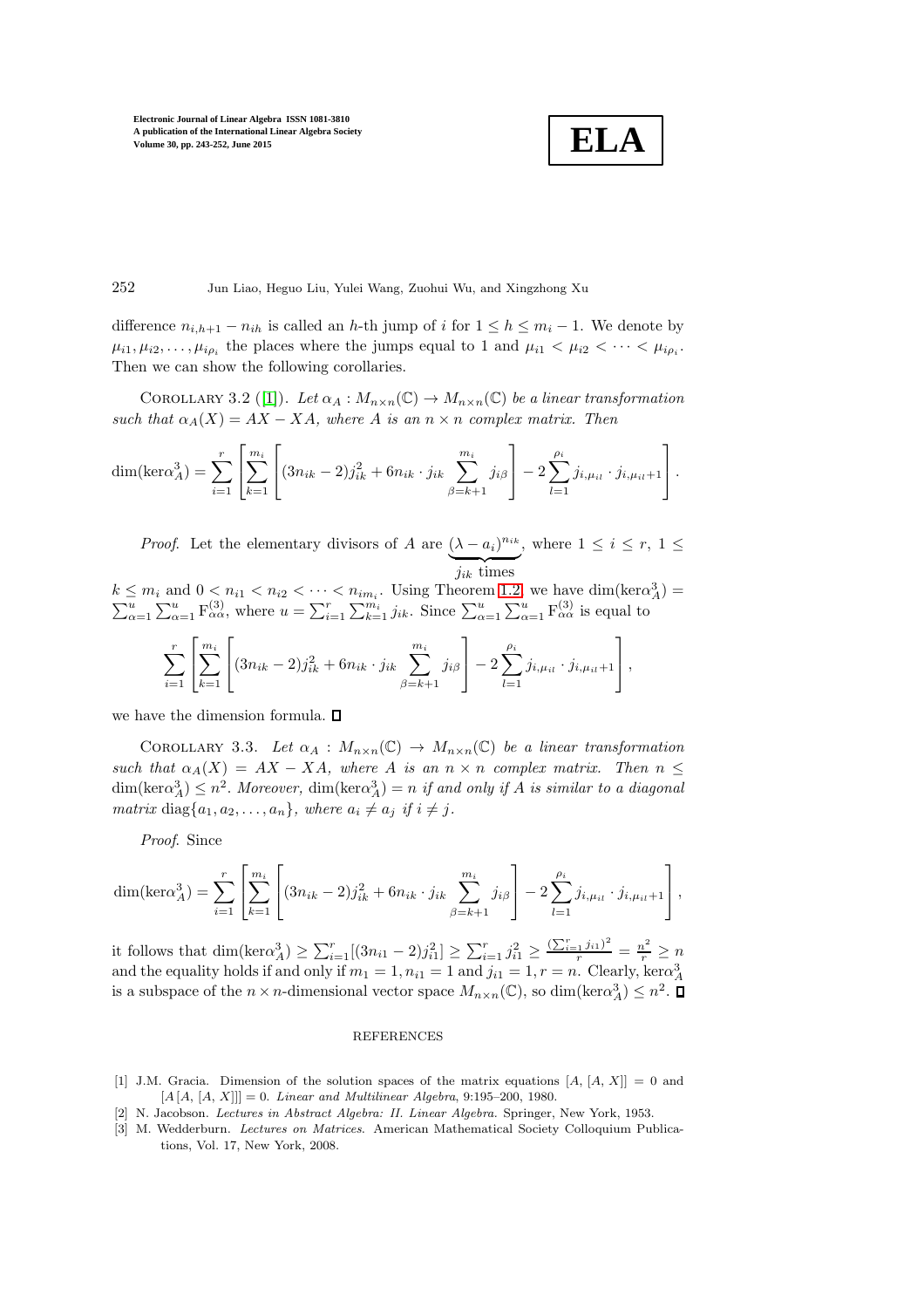difference $n_{i,h+1} - n_{ih}$ is called an $h$-th jump of $i$ for $1 \le h \le m_i - 1$. We denote by $\mu_{i1}, \mu_{i2}, \ldots, \mu_{i\rho_i}$ the places where the jumps equal to 1 and $\mu_{i1} < \mu_{i2} < \cdots < \mu_{i\rho_i}$. Then we can show the following corollaries.

Corollary 3.2 ([1]). *Let $\alpha_A : M_{n\times n}(\mathbb{C}) \to M_{n\times n}(\mathbb{C})$ be a linear transformation such that $\alpha_A(X) = AX - XA$, where $A$ is an $n \times n$ complex matrix. Then*

$$\dim(\ker\alpha_A^3) = \sum_{i=1}^{r}\left[\sum_{k=1}^{m_i}\left[(3n_{ik}-2)j_{ik}^2 + 6n_{ik}\cdot j_{ik}\sum_{\beta=k+1}^{m_i} j_{i\beta}\right] - 2\sum_{l=1}^{\rho_i} j_{i,\mu_{il}}\cdot j_{i,\mu_{il}+1}\right].$$

*Proof*. Let the elementary divisors of $A$ are $\underbrace{(\lambda - a_i)^{n_{ik}}}_{j_{ik} \text{ times}}$, where $1 \le i \le r$, $1 \le k \le m_i$ and $0 < n_{i1} < n_{i2} < \cdots < n_{im_i}$. Using Theorem 1.2, we have $\dim(\ker\alpha_A^3) = \sum_{\alpha=1}^{u}\sum_{\alpha=1}^{u} \mathrm{F}_{\alpha\alpha}^{(3)}$, where $u = \sum_{i=1}^{r}\sum_{k=1}^{m_i} j_{ik}$. Since $\sum_{\alpha=1}^{u}\sum_{\alpha=1}^{u} \mathrm{F}_{\alpha\alpha}^{(3)}$ is equal to

$$\sum_{i=1}^{r}\left[\sum_{k=1}^{m_i}\left[(3n_{ik}-2)j_{ik}^2 + 6n_{ik}\cdot j_{ik}\sum_{\beta=k+1}^{m_i} j_{i\beta}\right] - 2\sum_{l=1}^{\rho_i} j_{i,\mu_{il}}\cdot j_{i,\mu_{il}+1}\right],$$

we have the dimension formula. □

Corollary 3.3. *Let $\alpha_A : M_{n\times n}(\mathbb{C}) \to M_{n\times n}(\mathbb{C})$ be a linear transformation such that $\alpha_A(X) = AX - XA$, where $A$ is an $n \times n$ complex matrix. Then $n \le \dim(\ker\alpha_A^3) \le n^2$. Moreover, $\dim(\ker\alpha_A^3) = n$ if and only if $A$ is similar to a diagonal matrix $\mathrm{diag}\{a_1, a_2, \ldots, a_n\}$, where $a_i \ne a_j$ if $i \ne j$.*

*Proof*. Since

$$\dim(\ker\alpha_A^3) = \sum_{i=1}^{r}\left[\sum_{k=1}^{m_i}\left[(3n_{ik}-2)j_{ik}^2 + 6n_{ik}\cdot j_{ik}\sum_{\beta=k+1}^{m_i} j_{i\beta}\right] - 2\sum_{l=1}^{\rho_i} j_{i,\mu_{il}}\cdot j_{i,\mu_{il}+1}\right],$$

it follows that $\dim(\ker\alpha_A^3) \ge \sum_{i=1}^{r}[(3n_{i1}-2)j_{i1}^2] \ge \sum_{i=1}^{r} j_{i1}^2 \ge \frac{(\sum_{i=1}^{r} j_{i1})^2}{r} = \frac{n^2}{r} \ge n$ and the equality holds if and only if $m_1 = 1, n_{i1} = 1$ and $j_{i1} = 1, r = n$. Clearly, $\ker\alpha_A^3$ is a subspace of the $n \times n$-dimensional vector space $M_{n\times n}(\mathbb{C})$, so $\dim(\ker\alpha_A^3) \le n^2$. □

## REFERENCES

[1] J.M. Gracia. Dimension of the solution spaces of the matrix equations $[A, [A, X]] = 0$ and $[A\,[A, [A, X]]] = 0$. *Linear and Multilinear Algebra*, 9:195–200, 1980.

[2] N. Jacobson. *Lectures in Abstract Algebra: II. Linear Algebra.* Springer, New York, 1953.

[3] M. Wedderburn. *Lectures on Matrices.* American Mathematical Society Colloquium Publications, Vol. 17, New York, 2008.